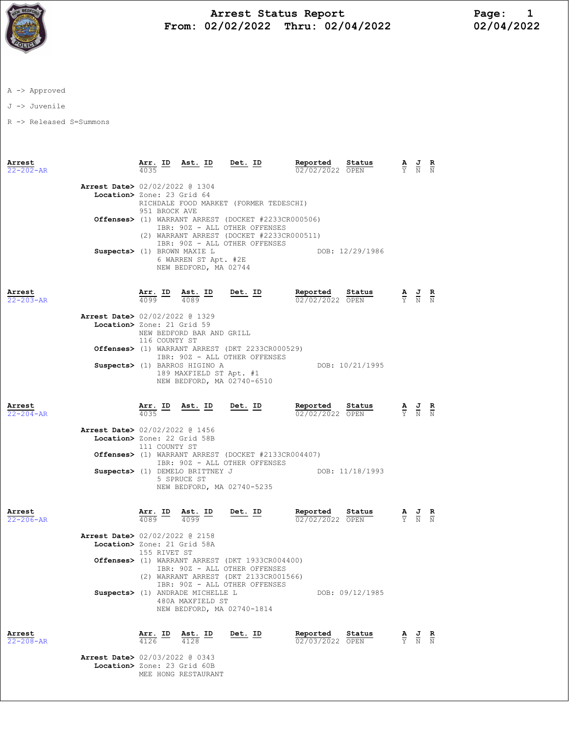# Arrest Status Report

**From: 02/02/2022 Thru: 02/04/2022**

A -> Approved

J -> Juvenile

R -> Released S=Summons

| Arrest | Arr. ID | Ast. ID | Det. ID | Reported | Status | A | J | R |
|---|---|---|---|---|---|---|---|---|
| 22-202-AR | 4035 | | | 02/02/2022 | OPEN | Y | N | N |

**Arrest Date>** 02/02/2022 @ 1304
**Location>** Zone: 23 Grid 64
RICHDALE FOOD MARKET (FORMER TEDESCHI)
951 BROCK AVE
**Offenses>** (1) WARRANT ARREST (DOCKET #2233CR000506)
IBR: 90Z - ALL OTHER OFFENSES
(2) WARRANT ARREST (DOCKET #2233CR000511)
IBR: 90Z - ALL OTHER OFFENSES
**Suspects>** (1) BROWN MAXIE L DOB: 12/29/1986
6 WARREN ST Apt. #2E
NEW BEDFORD, MA 02744

| Arrest | Arr. ID | Ast. ID | Det. ID | Reported | Status | A | J | R |
|---|---|---|---|---|---|---|---|---|
| 22-203-AR | 4099 | 4089 | | 02/02/2022 | OPEN | Y | N | N |

**Arrest Date>** 02/02/2022 @ 1329
**Location>** Zone: 21 Grid 59
NEW BEDFORD BAR AND GRILL
116 COUNTY ST
**Offenses>** (1) WARRANT ARREST (DKT 2233CR000529)
IBR: 90Z - ALL OTHER OFFENSES
**Suspects>** (1) BARROS HIGINO A DOB: 10/21/1995
189 MAXFIELD ST Apt. #1
NEW BEDFORD, MA 02740-6510

| Arrest | Arr. ID | Ast. ID | Det. ID | Reported | Status | A | J | R |
|---|---|---|---|---|---|---|---|---|
| 22-204-AR | 4035 | | | 02/02/2022 | OPEN | Y | N | N |

**Arrest Date>** 02/02/2022 @ 1456
**Location>** Zone: 22 Grid 58B
111 COUNTY ST
**Offenses>** (1) WARRANT ARREST (DOCKET #2133CR004407)
IBR: 90Z - ALL OTHER OFFENSES
**Suspects>** (1) DEMELO BRITTNEY J DOB: 11/18/1993
5 SPRUCE ST
NEW BEDFORD, MA 02740-5235

| Arrest | Arr. ID | Ast. ID | Det. ID | Reported | Status | A | J | R |
|---|---|---|---|---|---|---|---|---|
| 22-206-AR | 4089 | 4099 | | 02/02/2022 | OPEN | Y | N | N |

**Arrest Date>** 02/02/2022 @ 2158
**Location>** Zone: 21 Grid 58A
155 RIVET ST
**Offenses>** (1) WARRANT ARREST (DKT 1933CR004400)
IBR: 90Z - ALL OTHER OFFENSES
(2) WARRANT ARREST (DKT 2133CR001566)
IBR: 90Z - ALL OTHER OFFENSES
**Suspects>** (1) ANDRADE MICHELLE L DOB: 09/12/1985
480A MAXFIELD ST
NEW BEDFORD, MA 02740-1814

| Arrest | Arr. ID | Ast. ID | Det. ID | Reported | Status | A | J | R |
|---|---|---|---|---|---|---|---|---|
| 22-208-AR | 4126 | 4128 | | 02/03/2022 | OPEN | Y | N | N |

**Arrest Date>** 02/03/2022 @ 0343
**Location>** Zone: 23 Grid 60B
MEE HONG RESTAURANT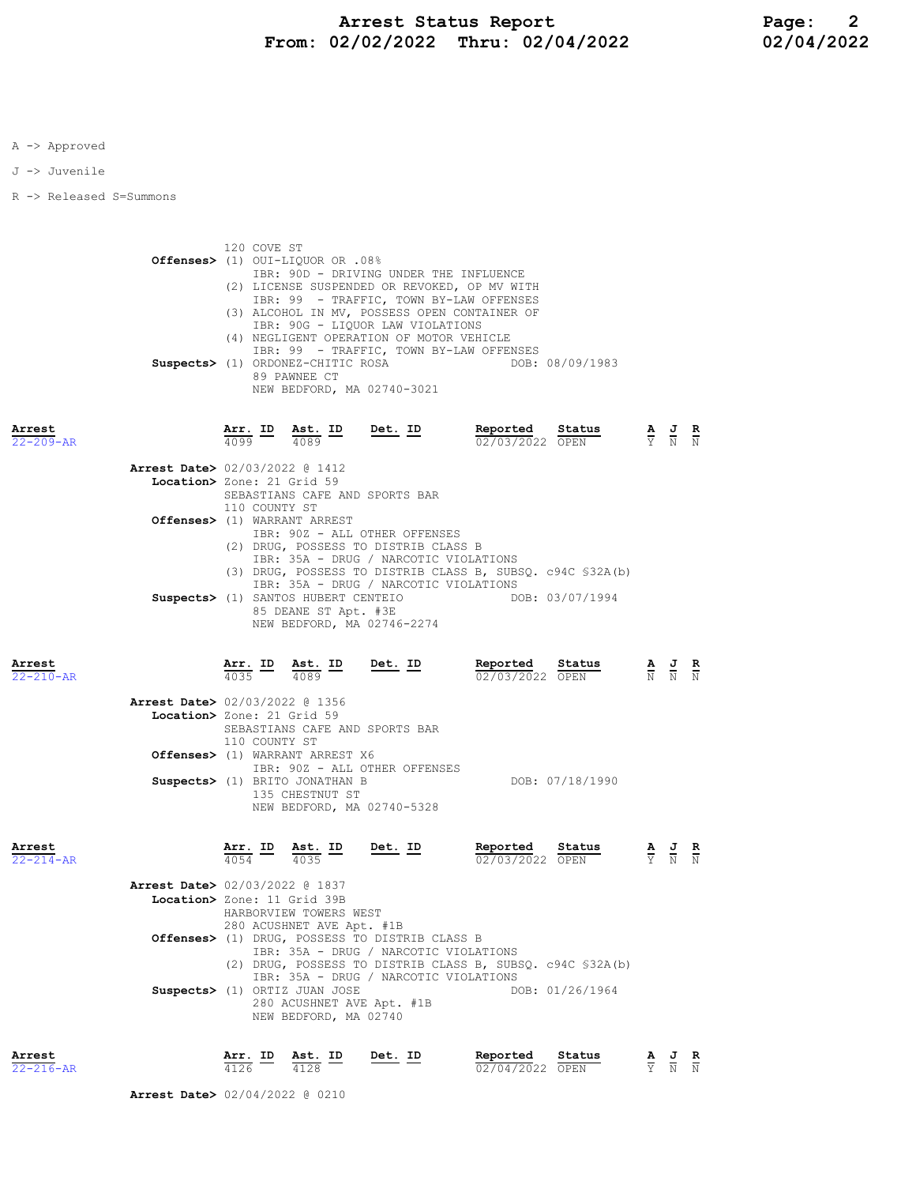A -> Approved

J -> Juvenile

R -> Released S=Summons

120 COVE ST

**Offenses>** (1) OUI-LIQUOR OR .08%
IBR: 90D - DRIVING UNDER THE INFLUENCE
(2) LICENSE SUSPENDED OR REVOKED, OP MV WITH
IBR: 99 - TRAFFIC, TOWN BY-LAW OFFENSES
(3) ALCOHOL IN MV, POSSESS OPEN CONTAINER OF
IBR: 90G - LIQUOR LAW VIOLATIONS
(4) NEGLIGENT OPERATION OF MOTOR VEHICLE
IBR: 99 - TRAFFIC, TOWN BY-LAW OFFENSES

**Suspects>** (1) ORDONEZ-CHITIC ROSA DOB: 08/09/1983
89 PAWNEE CT
NEW BEDFORD, MA 02740-3021

| Arrest | Arr. ID | Ast. ID | Det. ID | Reported | Status | A | J | R |
|---|---|---|---|---|---|---|---|---|
| 22-209-AR | 4099 | 4089 | | 02/03/2022 | OPEN | Y | N | N |

**Arrest Date>** 02/03/2022 @ 1412

**Location>** Zone: 21 Grid 59
SEBASTIANS CAFE AND SPORTS BAR
110 COUNTY ST

**Offenses>** (1) WARRANT ARREST
IBR: 90Z - ALL OTHER OFFENSES
(2) DRUG, POSSESS TO DISTRIB CLASS B
IBR: 35A - DRUG / NARCOTIC VIOLATIONS
(3) DRUG, POSSESS TO DISTRIB CLASS B, SUBSQ. c94C §32A(b)
IBR: 35A - DRUG / NARCOTIC VIOLATIONS

**Suspects>** (1) SANTOS HUBERT CENTEIO DOB: 03/07/1994
85 DEANE ST Apt. #3E
NEW BEDFORD, MA 02746-2274

| Arrest | Arr. ID | Ast. ID | Det. ID | Reported | Status | A | J | R |
|---|---|---|---|---|---|---|---|---|
| 22-210-AR | 4035 | 4089 | | 02/03/2022 | OPEN | N | N | N |

**Arrest Date>** 02/03/2022 @ 1356

**Location>** Zone: 21 Grid 59
SEBASTIANS CAFE AND SPORTS BAR
110 COUNTY ST

**Offenses>** (1) WARRANT ARREST X6
IBR: 90Z - ALL OTHER OFFENSES

**Suspects>** (1) BRITO JONATHAN B DOB: 07/18/1990
135 CHESTNUT ST
NEW BEDFORD, MA 02740-5328

| Arrest | Arr. ID | Ast. ID | Det. ID | Reported | Status | A | J | R |
|---|---|---|---|---|---|---|---|---|
| 22-214-AR | 4054 | 4035 | | 02/03/2022 | OPEN | Y | N | N |

**Arrest Date>** 02/03/2022 @ 1837

**Location>** Zone: 11 Grid 39B
HARBORVIEW TOWERS WEST
280 ACUSHNET AVE Apt. #1B

**Offenses>** (1) DRUG, POSSESS TO DISTRIB CLASS B
IBR: 35A - DRUG / NARCOTIC VIOLATIONS
(2) DRUG, POSSESS TO DISTRIB CLASS B, SUBSQ. c94C §32A(b)
IBR: 35A - DRUG / NARCOTIC VIOLATIONS

**Suspects>** (1) ORTIZ JUAN JOSE DOB: 01/26/1964
280 ACUSHNET AVE Apt. #1B
NEW BEDFORD, MA 02740

| Arrest | Arr. ID | Ast. ID | Det. ID | Reported | Status | A | J | R |
|---|---|---|---|---|---|---|---|---|
| 22-216-AR | 4126 | 4128 | | 02/04/2022 | OPEN | Y | N | N |

**Arrest Date>** 02/04/2022 @ 0210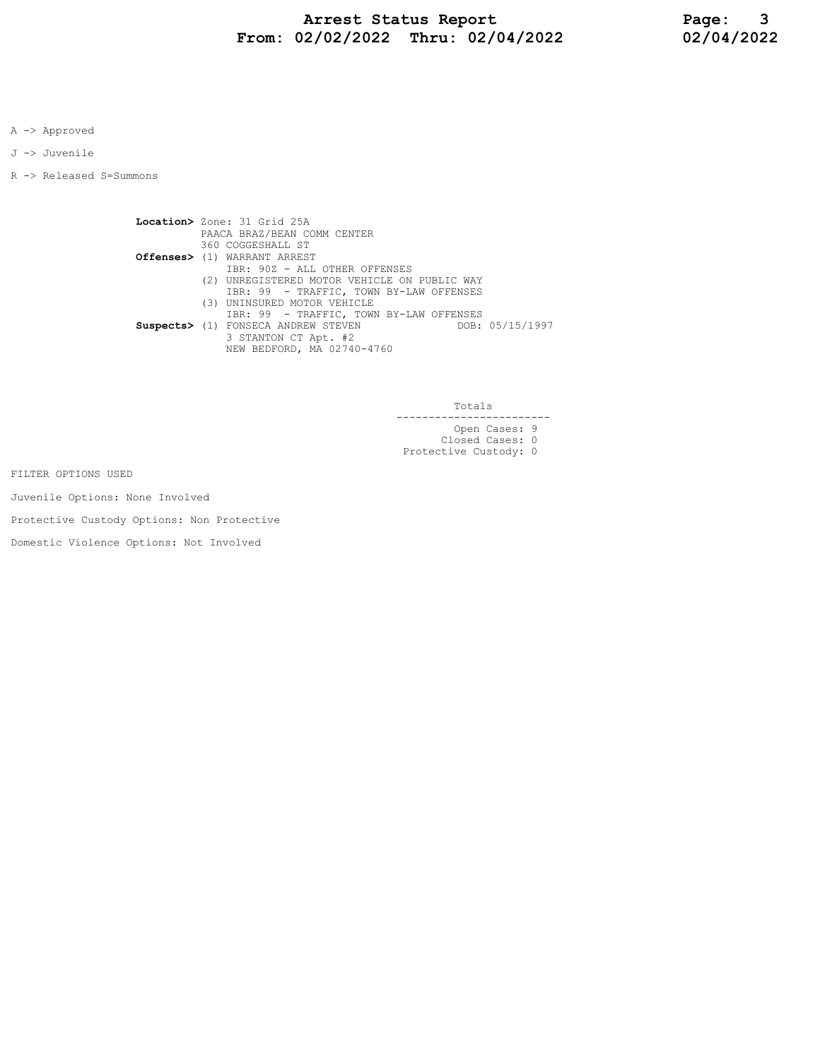# Arrest Status Report
## From: 02/02/2022 Thru: 02/04/2022

A -> Approved

J -> Juvenile

R -> Released S=Summons

```
Location> Zone: 31 Grid 25A
          PAACA BRAZ/BEAN COMM CENTER
          360 COGGESHALL ST
Offenses> (1) WARRANT ARREST
              IBR: 90Z - ALL OTHER OFFENSES
          (2) UNREGISTERED MOTOR VEHICLE ON PUBLIC WAY
              IBR: 99  - TRAFFIC, TOWN BY-LAW OFFENSES
          (3) UNINSURED MOTOR VEHICLE
              IBR: 99  - TRAFFIC, TOWN BY-LAW OFFENSES
Suspects> (1) FONSECA ANDREW STEVEN              DOB: 05/15/1997
              3 STANTON CT Apt. #2
              NEW BEDFORD, MA 02740-4760
```

```
                Totals
------------------------
         Open Cases: 9
       Closed Cases: 0
 Protective Custody: 0
```

FILTER OPTIONS USED

Juvenile Options: None Involved

Protective Custody Options: Non Protective

Domestic Violence Options: Not Involved